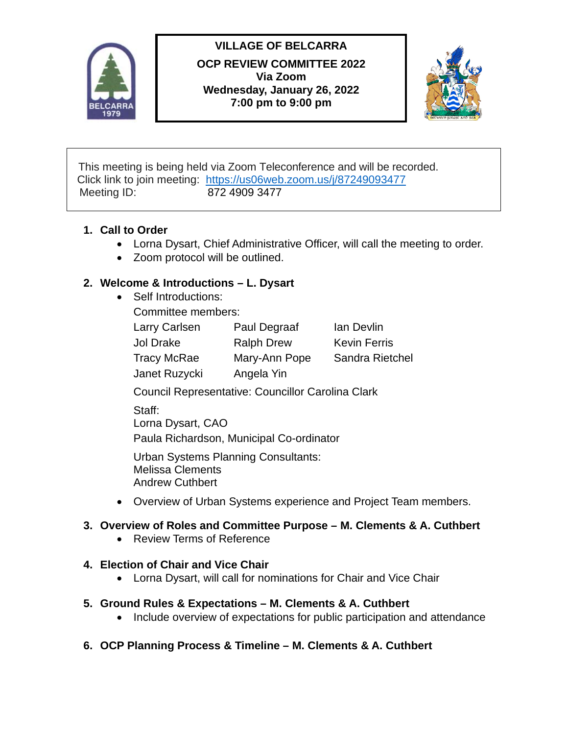# VILLAGE OF BELCARRA

## OCP REVIEW COMMITTEE 2022

**Via Zoom**
**Wednesday, January 26, 2022**
**7:00 pm to 9:00 pm**

This meeting is being held via Zoom Teleconference and will be recorded.
Click link to join meeting: https://us06web.zoom.us/j/87249093477
Meeting ID: 872 4909 3477

1. **Call to Order**
   - Lorna Dysart, Chief Administrative Officer, will call the meeting to order.
   - Zoom protocol will be outlined.

2. **Welcome & Introductions – L. Dysart**
   - Self Introductions:

     Committee members:

     | | | |
     |---|---|---|
     | Larry Carlsen | Paul Degraaf | Ian Devlin |
     | Jol Drake | Ralph Drew | Kevin Ferris |
     | Tracy McRae | Mary-Ann Pope | Sandra Rietchel |
     | Janet Ruzycki | Angela Yin | |

     Council Representative: Councillor Carolina Clark

     Staff:
     Lorna Dysart, CAO
     Paula Richardson, Municipal Co-ordinator

     Urban Systems Planning Consultants:
     Melissa Clements
     Andrew Cuthbert

   - Overview of Urban Systems experience and Project Team members.

3. **Overview of Roles and Committee Purpose – M. Clements & A. Cuthbert**
   - Review Terms of Reference

4. **Election of Chair and Vice Chair**
   - Lorna Dysart, will call for nominations for Chair and Vice Chair

5. **Ground Rules & Expectations – M. Clements & A. Cuthbert**
   - Include overview of expectations for public participation and attendance

6. **OCP Planning Process & Timeline – M. Clements & A. Cuthbert**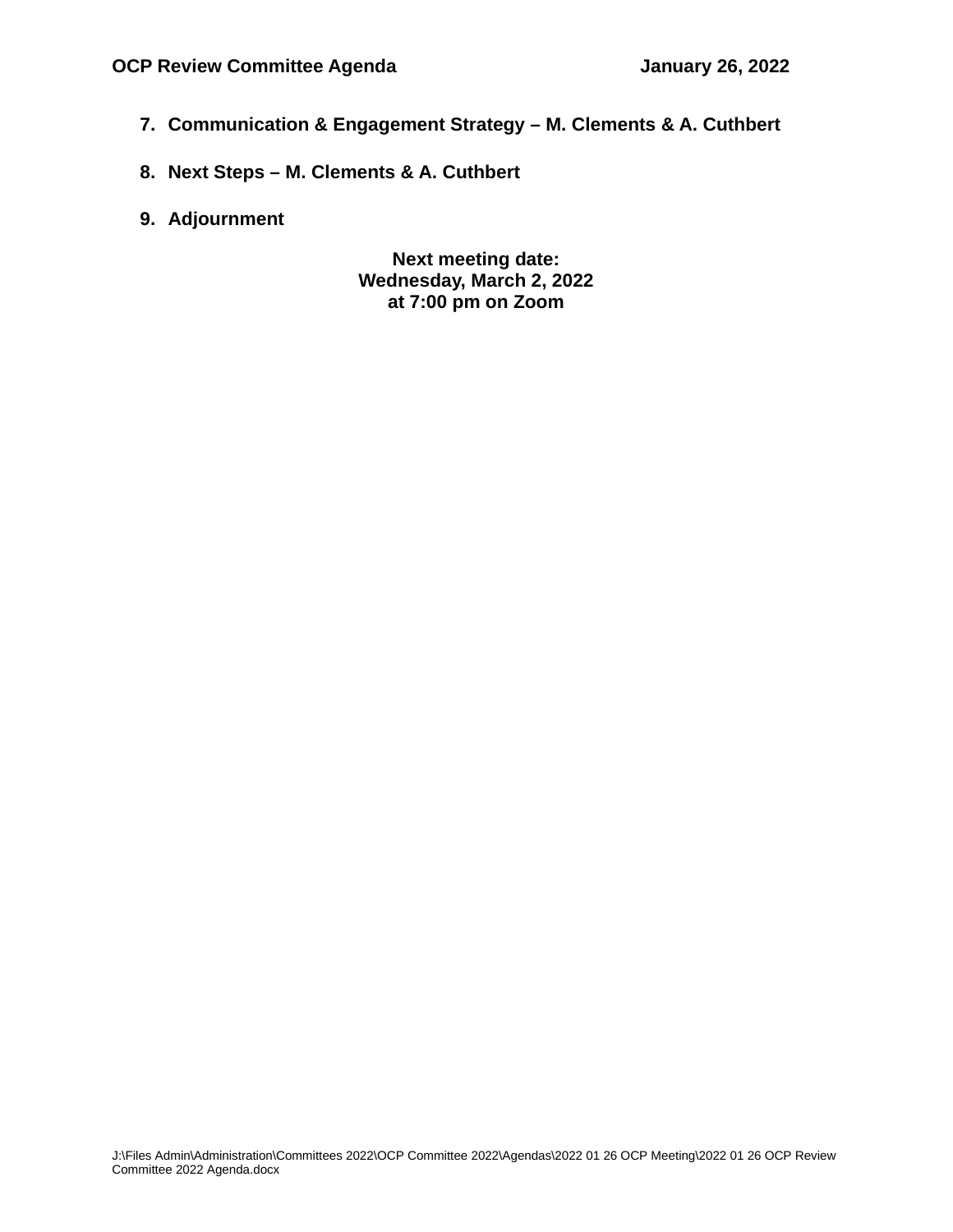7. **Communication & Engagement Strategy – M. Clements & A. Cuthbert**

8. **Next Steps – M. Clements & A. Cuthbert**

9. **Adjournment**

**Next meeting date:**
**Wednesday, March 2, 2022**
**at 7:00 pm on Zoom**

J:\Files Admin\Administration\Committees 2022\OCP Committee 2022\Agendas\2022 01 26 OCP Meeting\2022 01 26 OCP Review Committee 2022 Agenda.docx